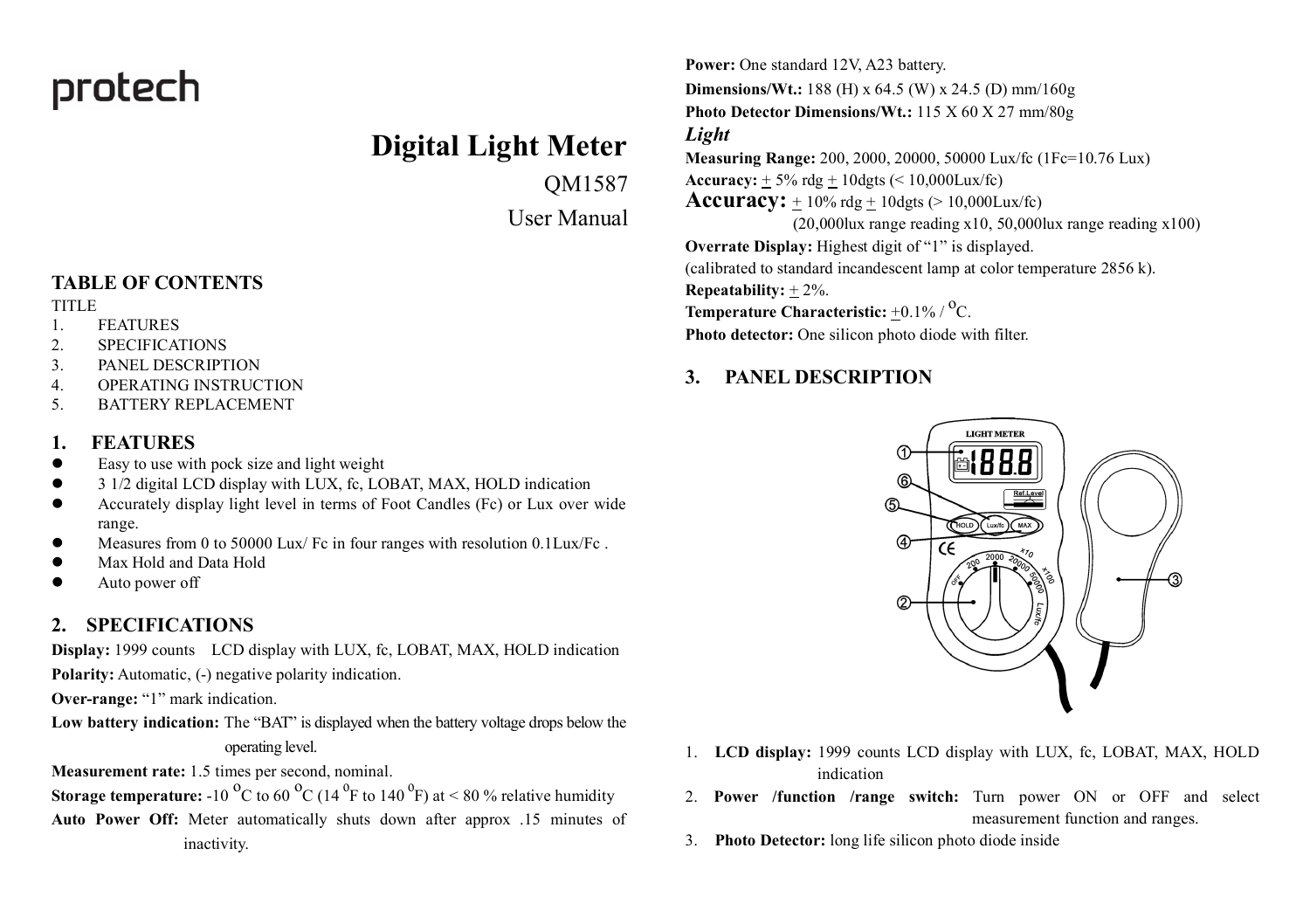protech

# Digital Light Meter

QM1587

User Manual

## TABLE OF CONTENTS

TITLE

1. FEATURES
2. SPECIFICATIONS
3. PANEL DESCRIPTION
4. OPERATING INSTRUCTION
5. BATTERY REPLACEMENT

## 1. FEATURES

- Easy to use with pock size and light weight
- 3 1/2 digital LCD display with LUX, fc, LOBAT, MAX, HOLD indication
- Accurately display light level in terms of Foot Candles (Fc) or Lux over wide range.
- Measures from 0 to 50000 Lux/ Fc in four ranges with resolution 0.1Lux/Fc .
- Max Hold and Data Hold
- Auto power off

## 2. SPECIFICATIONS

**Display:** 1999 counts LCD display with LUX, fc, LOBAT, MAX, HOLD indication

**Polarity:** Automatic, (-) negative polarity indication.

**Over-range:** "1" mark indication.

**Low battery indication:** The "BAT" is displayed when the battery voltage drops below the operating level.

**Measurement rate:** 1.5 times per second, nominal.

**Storage temperature:** -10 $^{O}$C to 60 $^{O}$C (14 $^{0}$F to 140 $^{0}$F) at < 80 % relative humidity

**Auto Power Off:** Meter automatically shuts down after approx .15 minutes of inactivity.

**Power:** One standard 12V, A23 battery.

**Dimensions/Wt.:** 188 (H) x 64.5 (W) x 24.5 (D) mm/160g

**Photo Detector Dimensions/Wt.:** 115 X 60 X 27 mm/80g

***Light***

**Measuring Range:** 200, 2000, 20000, 50000 Lux/fc (1Fc=10.76 Lux)

**Accuracy:** $\pm$ 5% rdg $\pm$ 10dgts (< 10,000Lux/fc)

**Accuracy:** $\pm$ 10% rdg $\pm$ 10dgts (> 10,000Lux/fc)
(20,000lux range reading x10, 50,000lux range reading x100)

**Overrate Display:** Highest digit of "1" is displayed.

(calibrated to standard incandescent lamp at color temperature 2856 k).

**Repeatability:** $\pm$ 2%.

**Temperature Characteristic:** $\pm$0.1% / $^{O}$C.

**Photo detector:** One silicon photo diode with filter.

## 3. PANEL DESCRIPTION

1. **LCD display:** 1999 counts LCD display with LUX, fc, LOBAT, MAX, HOLD indication
2. **Power /function /range switch:** Turn power ON or OFF and select measurement function and ranges.
3. **Photo Detector:** long life silicon photo diode inside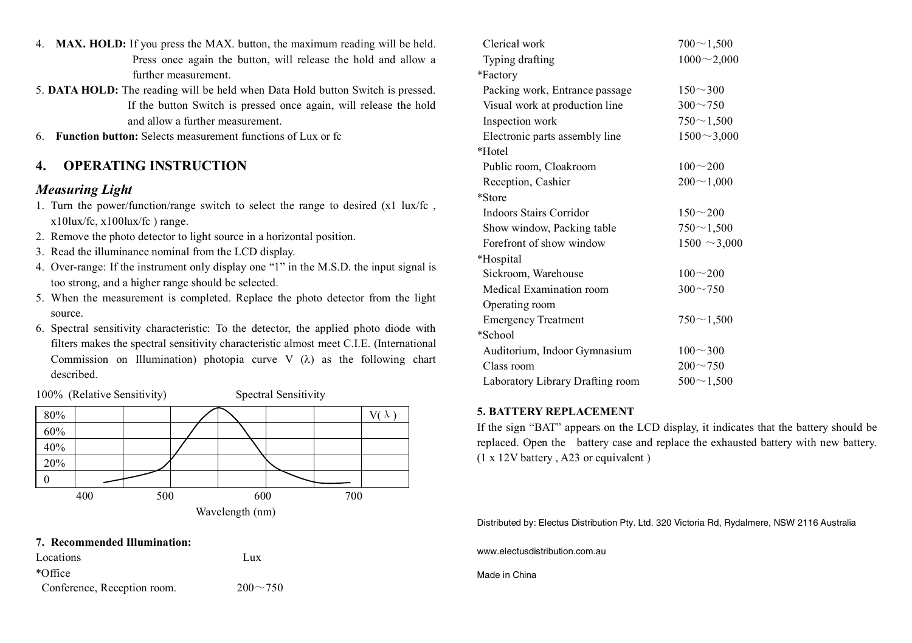4. **MAX. HOLD:** If you press the MAX. button, the maximum reading will be held. Press once again the button, will release the hold and allow a further measurement.

5. **DATA HOLD:** The reading will be held when Data Hold button Switch is pressed. If the button Switch is pressed once again, will release the hold and allow a further measurement.

6. **Function button:** Selects measurement functions of Lux or fc

## 4. OPERATING INSTRUCTION

### *Measuring Light*

1. Turn the power/function/range switch to select the range to desired (x1 lux/fc , x10lux/fc, x100lux/fc ) range.
2. Remove the photo detector to light source in a horizontal position.
3. Read the illuminance nominal from the LCD display.
4. Over-range: If the instrument only display one "1" in the M.S.D. the input signal is too strong, and a higher range should be selected.
5. When the measurement is completed. Replace the photo detector from the light source.
6. Spectral sensitivity characteristic: To the detector, the applied photo diode with filters makes the spectral sensitivity characteristic almost meet C.I.E. (International Commission on Illumination) photopia curve V (λ) as the following chart described.

100% (Relative Sensitivity)

Spectral Sensitivity

80%
60%
40%
20%
0

V( λ )

400
500
600
700

Wavelength (nm)

### 7. Recommended Illumination:

| Locations | Lux |
|---|---|
| *Office | |
| Conference, Reception room. | 200～750 |
| Clerical work | 700～1,500 |
| Typing drafting | 1000～2,000 |
| *Factory | |
| Packing work, Entrance passage | 150～300 |
| Visual work at production line | 300～750 |
| Inspection work | 750～1,500 |
| Electronic parts assembly line | 1500～3,000 |
| *Hotel | |
| Public room, Cloakroom | 100～200 |
| Reception, Cashier | 200～1,000 |
| *Store | |
| Indoors Stairs Corridor | 150～200 |
| Show window, Packing table | 750～1,500 |
| Forefront of show window | 1500 ～3,000 |
| *Hospital | |
| Sickroom, Warehouse | 100～200 |
| Medical Examination room | 300～750 |
| Operating room | |
| Emergency Treatment | 750～1,500 |
| *School | |
| Auditorium, Indoor Gymnasium | 100～300 |
| Class room | 200～750 |
| Laboratory Library Drafting room | 500～1,500 |

### 5. BATTERY REPLACEMENT

If the sign "BAT" appears on the LCD display, it indicates that the battery should be replaced. Open the battery case and replace the exhausted battery with new battery. (1 x 12V battery , A23 or equivalent )

Distributed by: Electus Distribution Pty. Ltd. 320 Victoria Rd, Rydalmere, NSW 2116 Australia

www.electusdistribution.com.au

Made in China